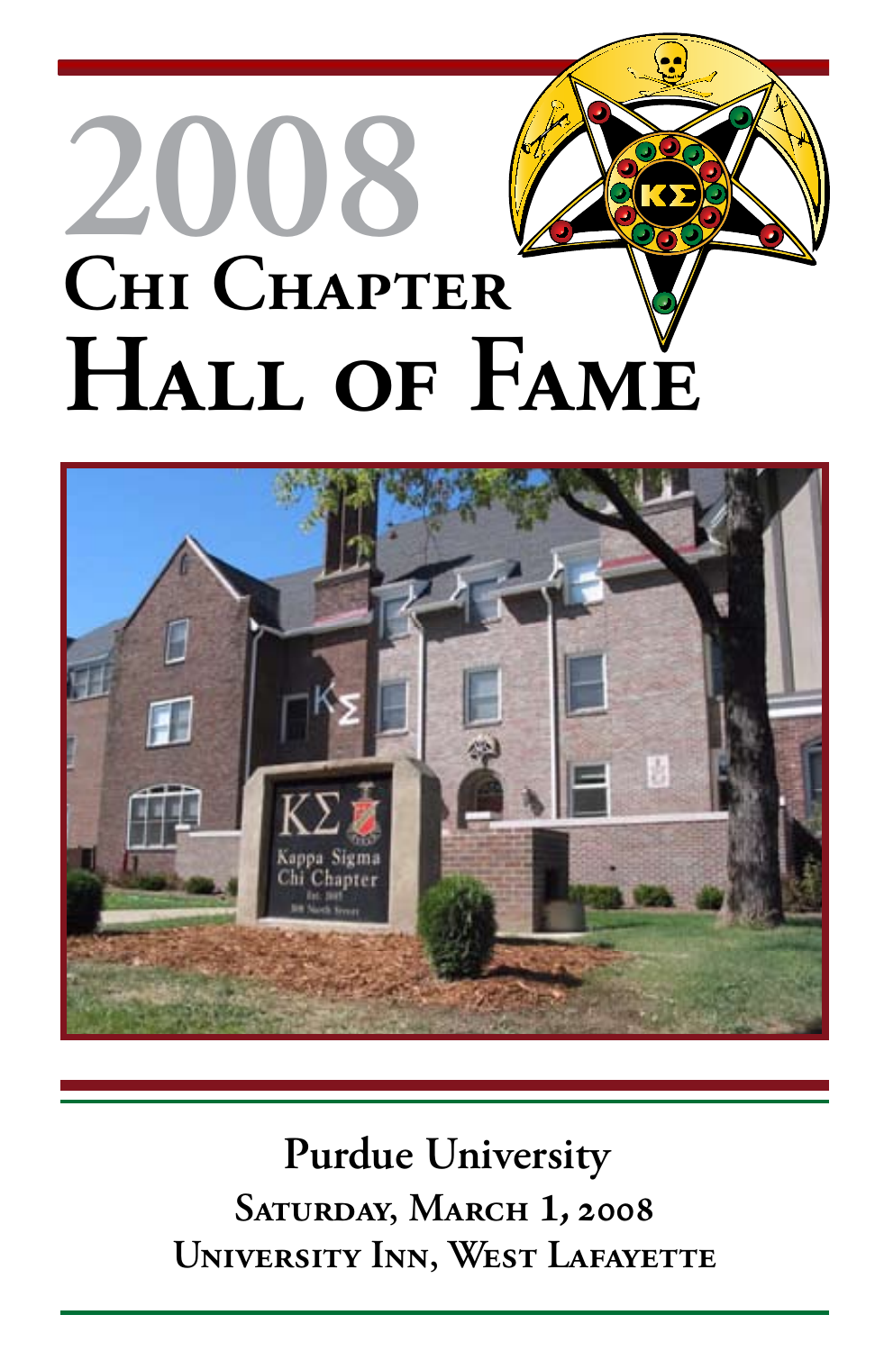# 2008 Chi Chapter Hall of Fame

**Purdue University**

**Saturday, March 1, 2008**

**University Inn, West Lafayette**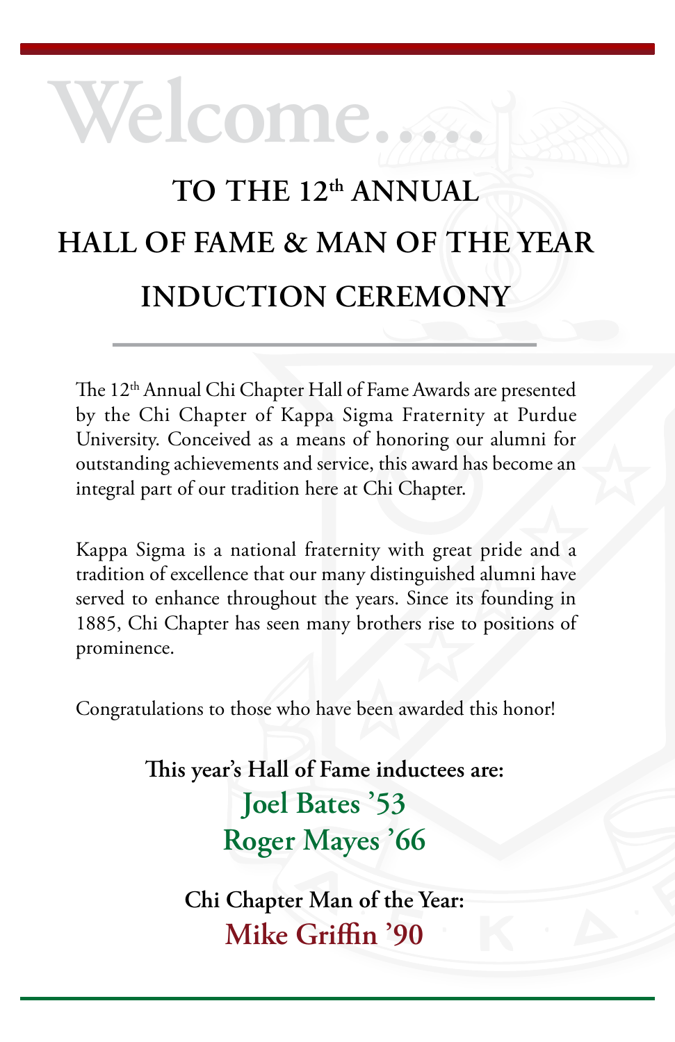# Welcome.....

## TO THE 12th ANNUAL HALL OF FAME & MAN OF THE YEAR INDUCTION CEREMONY

The 12th Annual Chi Chapter Hall of Fame Awards are presented by the Chi Chapter of Kappa Sigma Fraternity at Purdue University. Conceived as a means of honoring our alumni for outstanding achievements and service, this award has become an integral part of our tradition here at Chi Chapter.

Kappa Sigma is a national fraternity with great pride and a tradition of excellence that our many distinguished alumni have served to enhance throughout the years. Since its founding in 1885, Chi Chapter has seen many brothers rise to positions of prominence.

Congratulations to those who have been awarded this honor!

**This year's Hall of Fame inductees are:**

**Joel Bates '53**

**Roger Mayes '66**

**Chi Chapter Man of the Year:**

**Mike Griffin '90**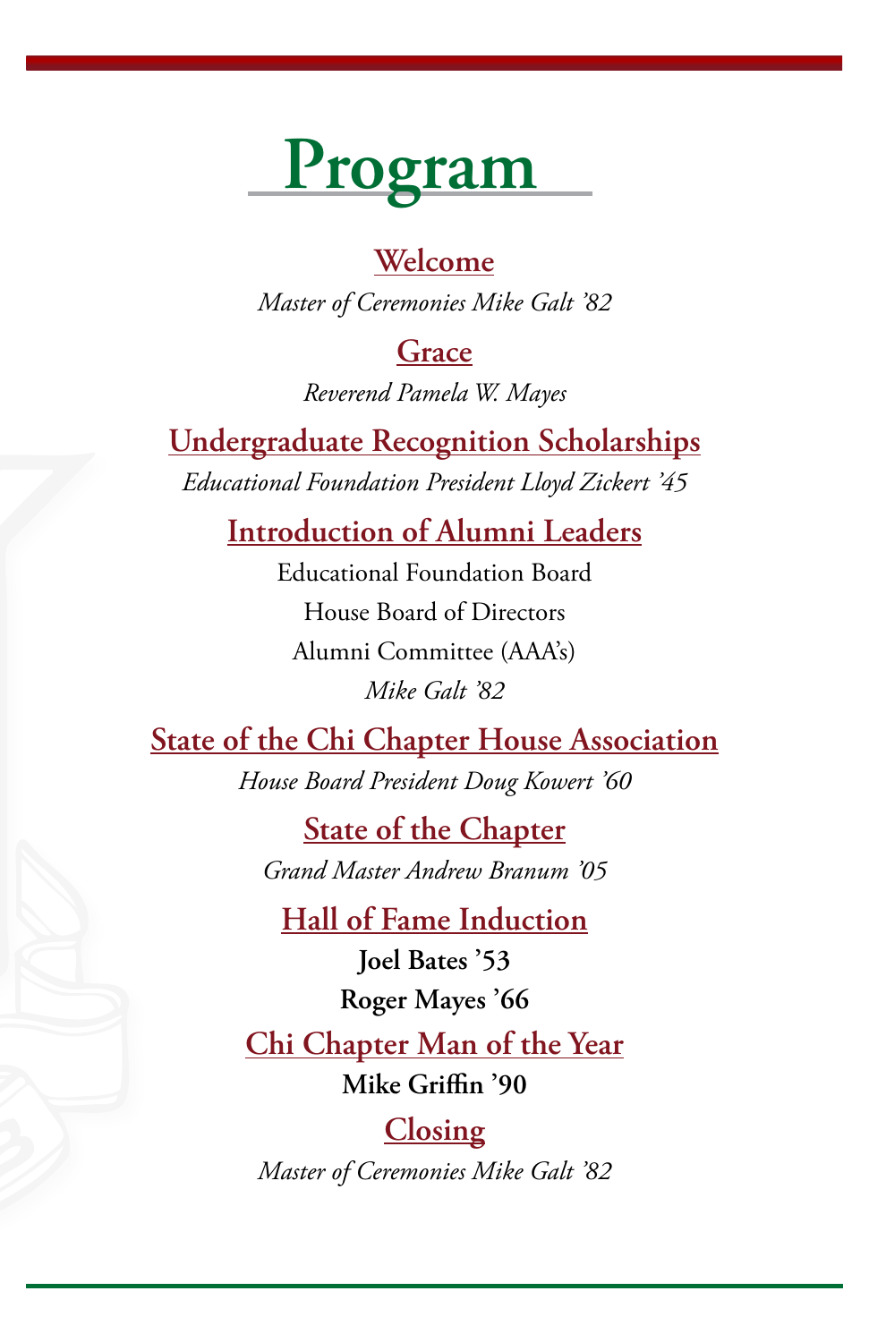# Program

## Welcome

*Master of Ceremonies Mike Galt '82*

## Grace

*Reverend Pamela W. Mayes*

## Undergraduate Recognition Scholarships

*Educational Foundation President Lloyd Zickert '45*

## Introduction of Alumni Leaders

Educational Foundation Board

House Board of Directors

Alumni Committee (AAA's)

*Mike Galt '82*

## State of the Chi Chapter House Association

*House Board President Doug Kowert '60*

## State of the Chapter

*Grand Master Andrew Branum '05*

## Hall of Fame Induction

**Joel Bates '53**

**Roger Mayes '66**

## Chi Chapter Man of the Year

**Mike Griffin '90**

## Closing

*Master of Ceremonies Mike Galt '82*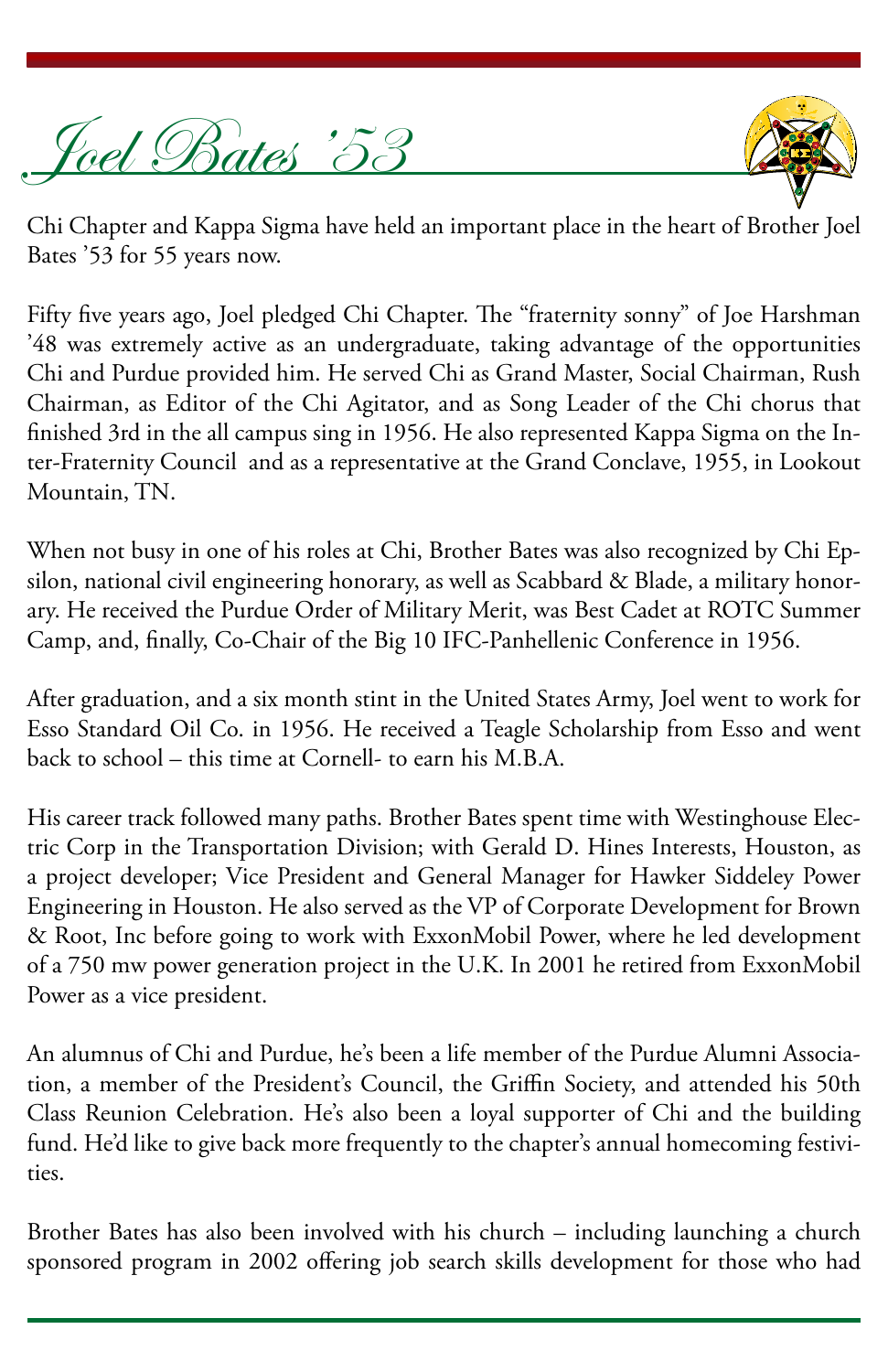# *Joel Bates '53*

Chi Chapter and Kappa Sigma have held an important place in the heart of Brother Joel Bates '53 for 55 years now.

Fifty five years ago, Joel pledged Chi Chapter. The "fraternity sonny" of Joe Harshman '48 was extremely active as an undergraduate, taking advantage of the opportunities Chi and Purdue provided him. He served Chi as Grand Master, Social Chairman, Rush Chairman, as Editor of the Chi Agitator, and as Song Leader of the Chi chorus that finished 3rd in the all campus sing in 1956. He also represented Kappa Sigma on the Inter-Fraternity Council and as a representative at the Grand Conclave, 1955, in Lookout Mountain, TN.

When not busy in one of his roles at Chi, Brother Bates was also recognized by Chi Epsilon, national civil engineering honorary, as well as Scabbard & Blade, a military honorary. He received the Purdue Order of Military Merit, was Best Cadet at ROTC Summer Camp, and, finally, Co-Chair of the Big 10 IFC-Panhellenic Conference in 1956.

After graduation, and a six month stint in the United States Army, Joel went to work for Esso Standard Oil Co. in 1956. He received a Teagle Scholarship from Esso and went back to school – this time at Cornell- to earn his M.B.A.

His career track followed many paths. Brother Bates spent time with Westinghouse Electric Corp in the Transportation Division; with Gerald D. Hines Interests, Houston, as a project developer; Vice President and General Manager for Hawker Siddeley Power Engineering in Houston. He also served as the VP of Corporate Development for Brown & Root, Inc before going to work with ExxonMobil Power, where he led development of a 750 mw power generation project in the U.K. In 2001 he retired from ExxonMobil Power as a vice president.

An alumnus of Chi and Purdue, he's been a life member of the Purdue Alumni Association, a member of the President's Council, the Griffin Society, and attended his 50th Class Reunion Celebration. He's also been a loyal supporter of Chi and the building fund. He'd like to give back more frequently to the chapter's annual homecoming festivities.

Brother Bates has also been involved with his church – including launching a church sponsored program in 2002 offering job search skills development for those who had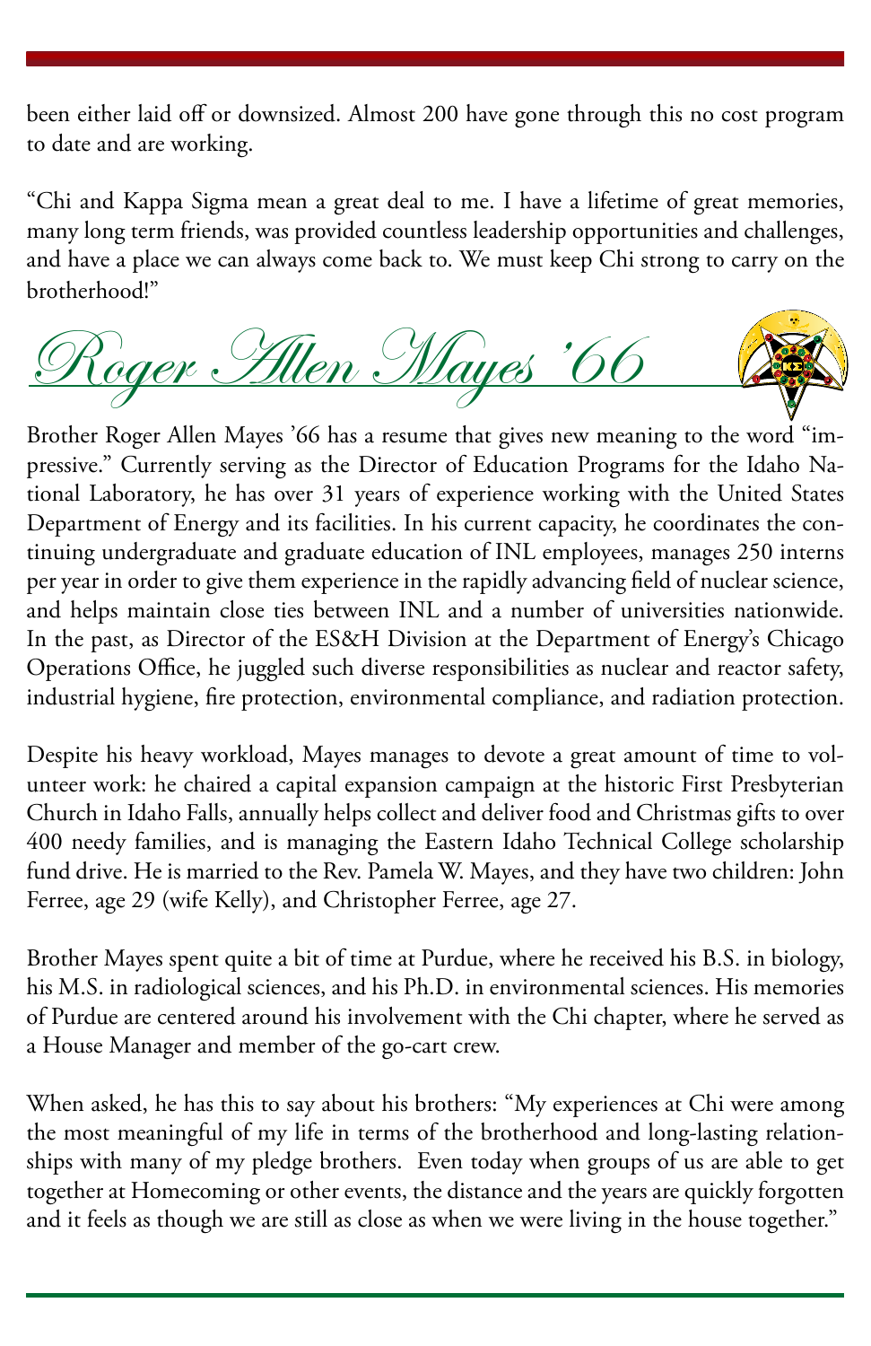been either laid off or downsized. Almost 200 have gone through this no cost program to date and are working.

"Chi and Kappa Sigma mean a great deal to me. I have a lifetime of great memories, many long term friends, was provided countless leadership opportunities and challenges, and have a place we can always come back to. We must keep Chi strong to carry on the brotherhood!"

## Roger Allen Mayes '66

Brother Roger Allen Mayes '66 has a resume that gives new meaning to the word "impressive." Currently serving as the Director of Education Programs for the Idaho National Laboratory, he has over 31 years of experience working with the United States Department of Energy and its facilities. In his current capacity, he coordinates the continuing undergraduate and graduate education of INL employees, manages 250 interns per year in order to give them experience in the rapidly advancing field of nuclear science, and helps maintain close ties between INL and a number of universities nationwide. In the past, as Director of the ES&H Division at the Department of Energy's Chicago Operations Office, he juggled such diverse responsibilities as nuclear and reactor safety, industrial hygiene, fire protection, environmental compliance, and radiation protection.

Despite his heavy workload, Mayes manages to devote a great amount of time to volunteer work: he chaired a capital expansion campaign at the historic First Presbyterian Church in Idaho Falls, annually helps collect and deliver food and Christmas gifts to over 400 needy families, and is managing the Eastern Idaho Technical College scholarship fund drive. He is married to the Rev. Pamela W. Mayes, and they have two children: John Ferree, age 29 (wife Kelly), and Christopher Ferree, age 27.

Brother Mayes spent quite a bit of time at Purdue, where he received his B.S. in biology, his M.S. in radiological sciences, and his Ph.D. in environmental sciences. His memories of Purdue are centered around his involvement with the Chi chapter, where he served as a House Manager and member of the go-cart crew.

When asked, he has this to say about his brothers: "My experiences at Chi were among the most meaningful of my life in terms of the brotherhood and long-lasting relationships with many of my pledge brothers. Even today when groups of us are able to get together at Homecoming or other events, the distance and the years are quickly forgotten and it feels as though we are still as close as when we were living in the house together."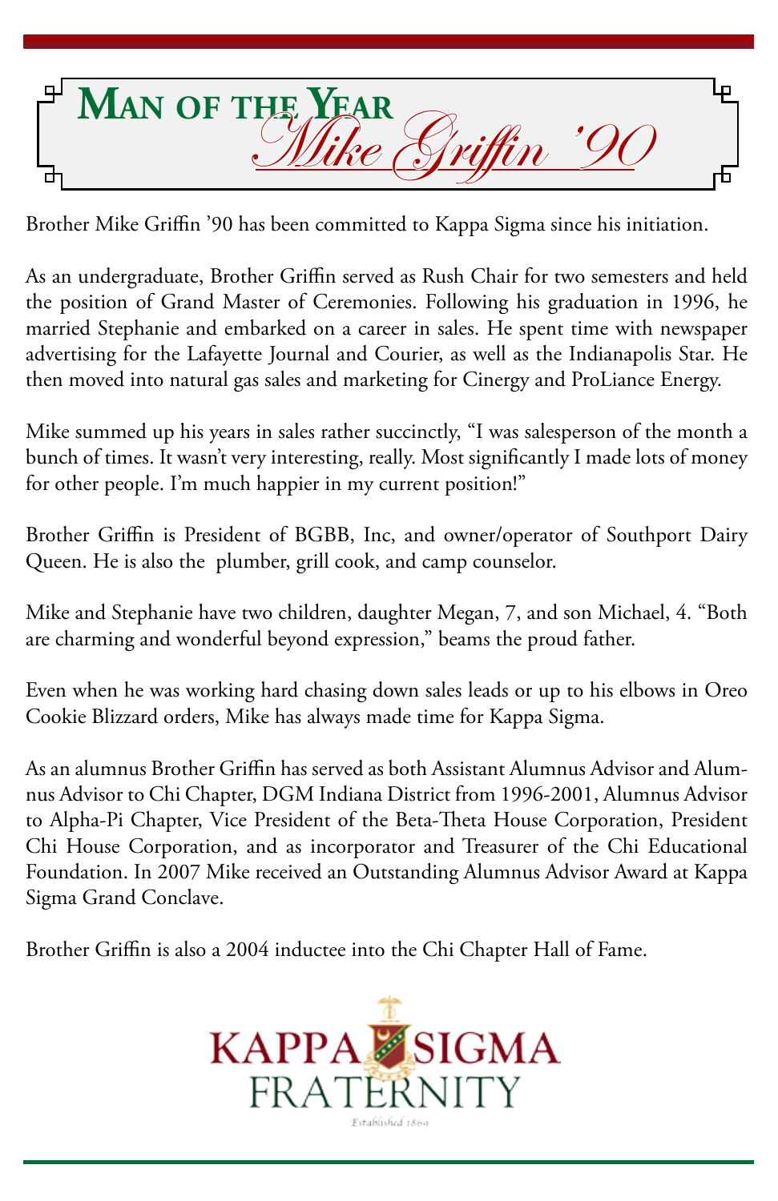# Man of the Year

## *Mike Griffin '90*

Brother Mike Griffin '90 has been committed to Kappa Sigma since his initiation.

As an undergraduate, Brother Griffin served as Rush Chair for two semesters and held the position of Grand Master of Ceremonies. Following his graduation in 1996, he married Stephanie and embarked on a career in sales. He spent time with newspaper advertising for the Lafayette Journal and Courier, as well as the Indianapolis Star. He then moved into natural gas sales and marketing for Cinergy and ProLiance Energy.

Mike summed up his years in sales rather succinctly, "I was salesperson of the month a bunch of times. It wasn't very interesting, really. Most significantly I made lots of money for other people. I'm much happier in my current position!"

Brother Griffin is President of BGBB, Inc, and owner/operator of Southport Dairy Queen. He is also the plumber, grill cook, and camp counselor.

Mike and Stephanie have two children, daughter Megan, 7, and son Michael, 4. "Both are charming and wonderful beyond expression," beams the proud father.

Even when he was working hard chasing down sales leads or up to his elbows in Oreo Cookie Blizzard orders, Mike has always made time for Kappa Sigma.

As an alumnus Brother Griffin has served as both Assistant Alumnus Advisor and Alumnus Advisor to Chi Chapter, DGM Indiana District from 1996-2001, Alumnus Advisor to Alpha-Pi Chapter, Vice President of the Beta-Theta House Corporation, President Chi House Corporation, and as incorporator and Treasurer of the Chi Educational Foundation. In 2007 Mike received an Outstanding Alumnus Advisor Award at Kappa Sigma Grand Conclave.

Brother Griffin is also a 2004 inductee into the Chi Chapter Hall of Fame.

KAPPA SIGMA FRATERNITY

*Established 1869*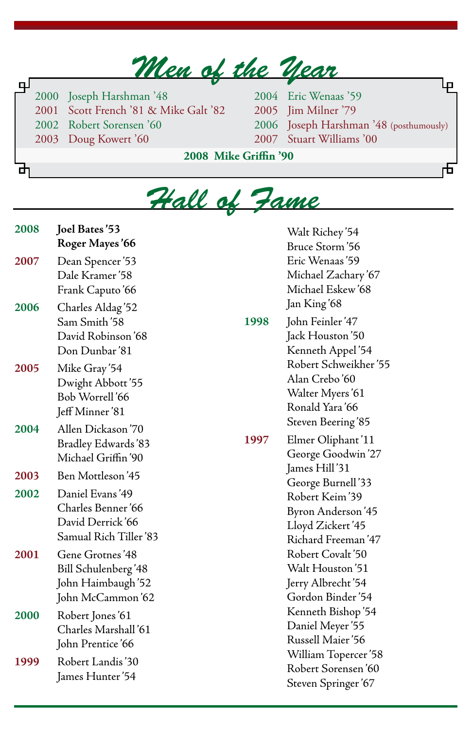# Men of the Year

- 2000 Joseph Harshman ’48
- 2001 Scott French ’81 & Mike Galt ’82
- 2002 Robert Sorensen ’60
- 2003 Doug Kowert ’60
- 2004 Eric Wenaas ’59
- 2005 Jim Milner ’79
- 2006 Joseph Harshman ’48 (posthumously)
- 2007 Stuart Williams ’00

**2008 Mike Griffin ’90**

# Hall of Fame

**2008**
- **Joel Bates ’53**
- **Roger Mayes ’66**

**2007**
- Dean Spencer ’53
- Dale Kramer ’58
- Frank Caputo ’66

**2006**
- Charles Aldag ’52
- Sam Smith ’58
- David Robinson ’68
- Don Dunbar ’81

**2005**
- Mike Gray ’54
- Dwight Abbott ’55
- Bob Worrell ’66
- Jeff Minner ’81

**2004**
- Allen Dickason ’70
- Bradley Edwards ’83
- Michael Griffin ’90

**2003**
- Ben Mottleson ’45

**2002**
- Daniel Evans ’49
- Charles Benner ’66
- David Derrick ’66
- Samual Rich Tiller ’83

**2001**
- Gene Grotnes ’48
- Bill Schulenberg ’48
- John Haimbaugh ’52
- John McCammon ’62

**2000**
- Robert Jones ’61
- Charles Marshall ’61
- John Prentice ’66

**1999**
- Robert Landis ’30
- James Hunter ’54
- Walt Richey ’54
- Bruce Storm ’56
- Eric Wenaas ’59
- Michael Zachary ’67
- Michael Eskew ’68
- Jan King ’68

**1998**
- John Feinler ’47
- Jack Houston ’50
- Kenneth Appel ’54
- Robert Schweikher ’55
- Alan Crebo ’60
- Walter Myers ’61
- Ronald Yara ’66
- Steven Beering ’85

**1997**
- Elmer Oliphant ’11
- George Goodwin ’27
- James Hill ’31
- George Burnell ’33
- Robert Keim ’39
- Byron Anderson ’45
- Lloyd Zickert ’45
- Richard Freeman ’47
- Robert Covalt ’50
- Walt Houston ’51
- Jerry Albrecht ’54
- Gordon Binder ’54
- Kenneth Bishop ’54
- Daniel Meyer ’55
- Russell Maier ’56
- William Topercer ’58
- Robert Sorensen ’60
- Steven Springer ’67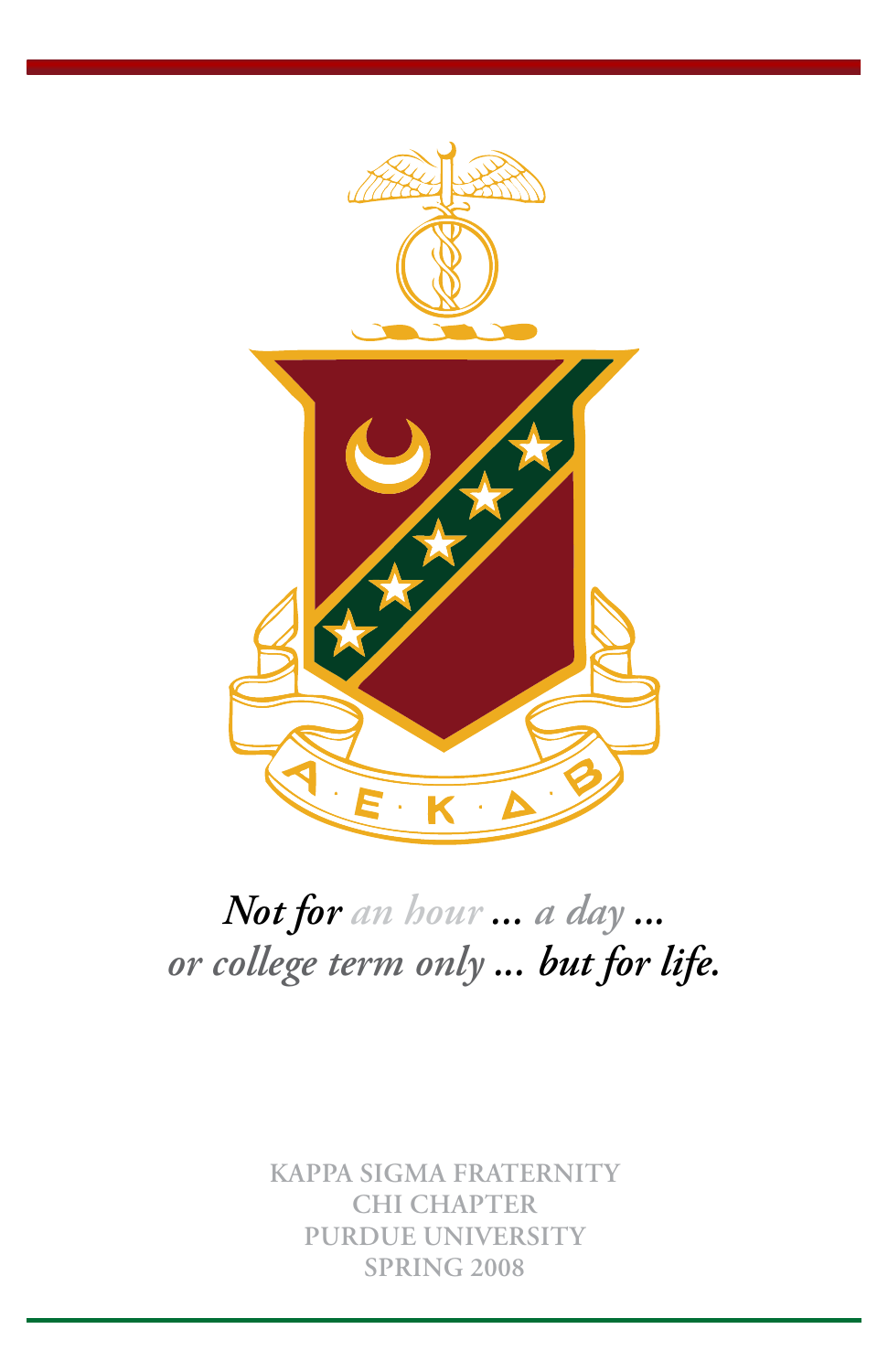*Not for an hour ... a day ...*
*or college term only ... but for life.*

KAPPA SIGMA FRATERNITY
CHI CHAPTER
PURDUE UNIVERSITY
SPRING 2008